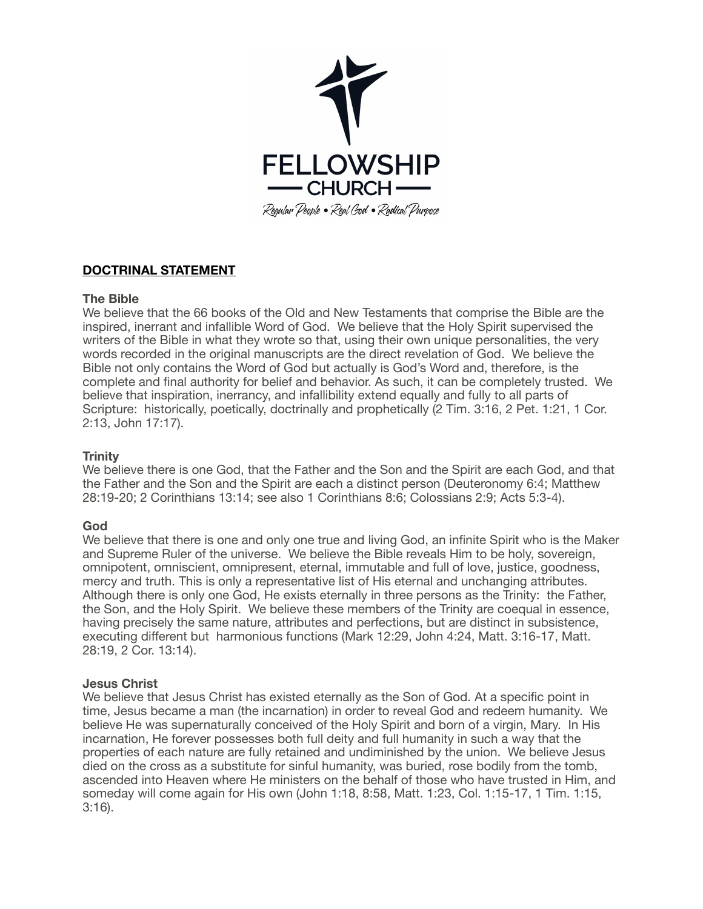FELLOWSHIP
— CHURCH —
*Regular People • Real God • Radical Purpose*

## DOCTRINAL STATEMENT

### The Bible

We believe that the 66 books of the Old and New Testaments that comprise the Bible are the inspired, inerrant and infallible Word of God. We believe that the Holy Spirit supervised the writers of the Bible in what they wrote so that, using their own unique personalities, the very words recorded in the original manuscripts are the direct revelation of God. We believe the Bible not only contains the Word of God but actually is God's Word and, therefore, is the complete and final authority for belief and behavior. As such, it can be completely trusted. We believe that inspiration, inerrancy, and infallibility extend equally and fully to all parts of Scripture: historically, poetically, doctrinally and prophetically (2 Tim. 3:16, 2 Pet. 1:21, 1 Cor. 2:13, John 17:17).

### Trinity

We believe there is one God, that the Father and the Son and the Spirit are each God, and that the Father and the Son and the Spirit are each a distinct person (Deuteronomy 6:4; Matthew 28:19-20; 2 Corinthians 13:14; see also 1 Corinthians 8:6; Colossians 2:9; Acts 5:3-4).

### God

We believe that there is one and only one true and living God, an infinite Spirit who is the Maker and Supreme Ruler of the universe. We believe the Bible reveals Him to be holy, sovereign, omnipotent, omniscient, omnipresent, eternal, immutable and full of love, justice, goodness, mercy and truth. This is only a representative list of His eternal and unchanging attributes. Although there is only one God, He exists eternally in three persons as the Trinity: the Father, the Son, and the Holy Spirit. We believe these members of the Trinity are coequal in essence, having precisely the same nature, attributes and perfections, but are distinct in subsistence, executing different but harmonious functions (Mark 12:29, John 4:24, Matt. 3:16-17, Matt. 28:19, 2 Cor. 13:14).

### Jesus Christ

We believe that Jesus Christ has existed eternally as the Son of God. At a specific point in time, Jesus became a man (the incarnation) in order to reveal God and redeem humanity. We believe He was supernaturally conceived of the Holy Spirit and born of a virgin, Mary. In His incarnation, He forever possesses both full deity and full humanity in such a way that the properties of each nature are fully retained and undiminished by the union. We believe Jesus died on the cross as a substitute for sinful humanity, was buried, rose bodily from the tomb, ascended into Heaven where He ministers on the behalf of those who have trusted in Him, and someday will come again for His own (John 1:18, 8:58, Matt. 1:23, Col. 1:15-17, 1 Tim. 1:15, 3:16).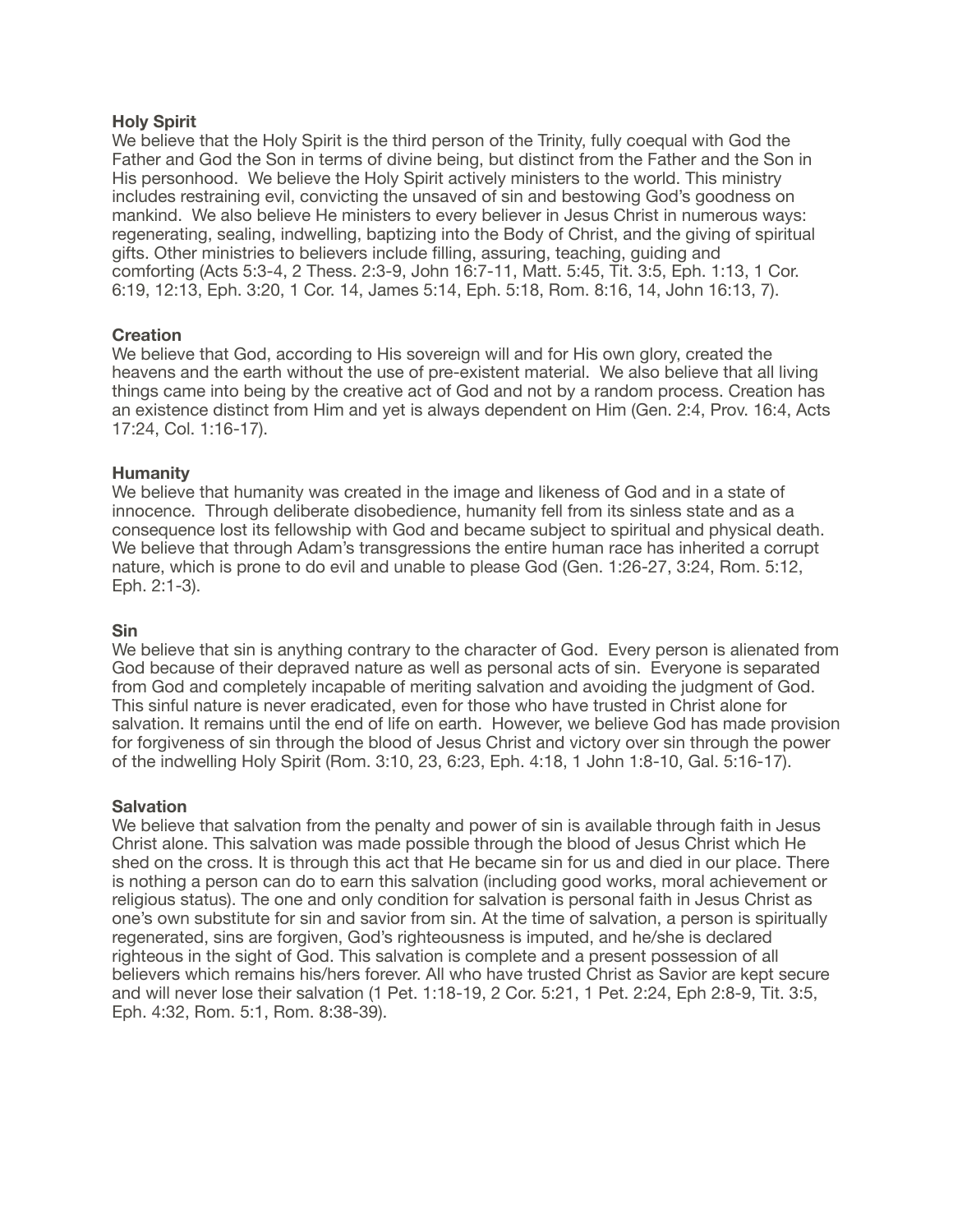**Holy Spirit**

We believe that the Holy Spirit is the third person of the Trinity, fully coequal with God the Father and God the Son in terms of divine being, but distinct from the Father and the Son in His personhood. We believe the Holy Spirit actively ministers to the world. This ministry includes restraining evil, convicting the unsaved of sin and bestowing God's goodness on mankind. We also believe He ministers to every believer in Jesus Christ in numerous ways: regenerating, sealing, indwelling, baptizing into the Body of Christ, and the giving of spiritual gifts. Other ministries to believers include filling, assuring, teaching, guiding and comforting (Acts 5:3-4, 2 Thess. 2:3-9, John 16:7-11, Matt. 5:45, Tit. 3:5, Eph. 1:13, 1 Cor. 6:19, 12:13, Eph. 3:20, 1 Cor. 14, James 5:14, Eph. 5:18, Rom. 8:16, 14, John 16:13, 7).

**Creation**

We believe that God, according to His sovereign will and for His own glory, created the heavens and the earth without the use of pre-existent material. We also believe that all living things came into being by the creative act of God and not by a random process. Creation has an existence distinct from Him and yet is always dependent on Him (Gen. 2:4, Prov. 16:4, Acts 17:24, Col. 1:16-17).

**Humanity**

We believe that humanity was created in the image and likeness of God and in a state of innocence. Through deliberate disobedience, humanity fell from its sinless state and as a consequence lost its fellowship with God and became subject to spiritual and physical death. We believe that through Adam's transgressions the entire human race has inherited a corrupt nature, which is prone to do evil and unable to please God (Gen. 1:26-27, 3:24, Rom. 5:12, Eph. 2:1-3).

**Sin**

We believe that sin is anything contrary to the character of God. Every person is alienated from God because of their depraved nature as well as personal acts of sin. Everyone is separated from God and completely incapable of meriting salvation and avoiding the judgment of God. This sinful nature is never eradicated, even for those who have trusted in Christ alone for salvation. It remains until the end of life on earth. However, we believe God has made provision for forgiveness of sin through the blood of Jesus Christ and victory over sin through the power of the indwelling Holy Spirit (Rom. 3:10, 23, 6:23, Eph. 4:18, 1 John 1:8-10, Gal. 5:16-17).

**Salvation**

We believe that salvation from the penalty and power of sin is available through faith in Jesus Christ alone. This salvation was made possible through the blood of Jesus Christ which He shed on the cross. It is through this act that He became sin for us and died in our place. There is nothing a person can do to earn this salvation (including good works, moral achievement or religious status). The one and only condition for salvation is personal faith in Jesus Christ as one's own substitute for sin and savior from sin. At the time of salvation, a person is spiritually regenerated, sins are forgiven, God's righteousness is imputed, and he/she is declared righteous in the sight of God. This salvation is complete and a present possession of all believers which remains his/hers forever. All who have trusted Christ as Savior are kept secure and will never lose their salvation (1 Pet. 1:18-19, 2 Cor. 5:21, 1 Pet. 2:24, Eph 2:8-9, Tit. 3:5, Eph. 4:32, Rom. 5:1, Rom. 8:38-39).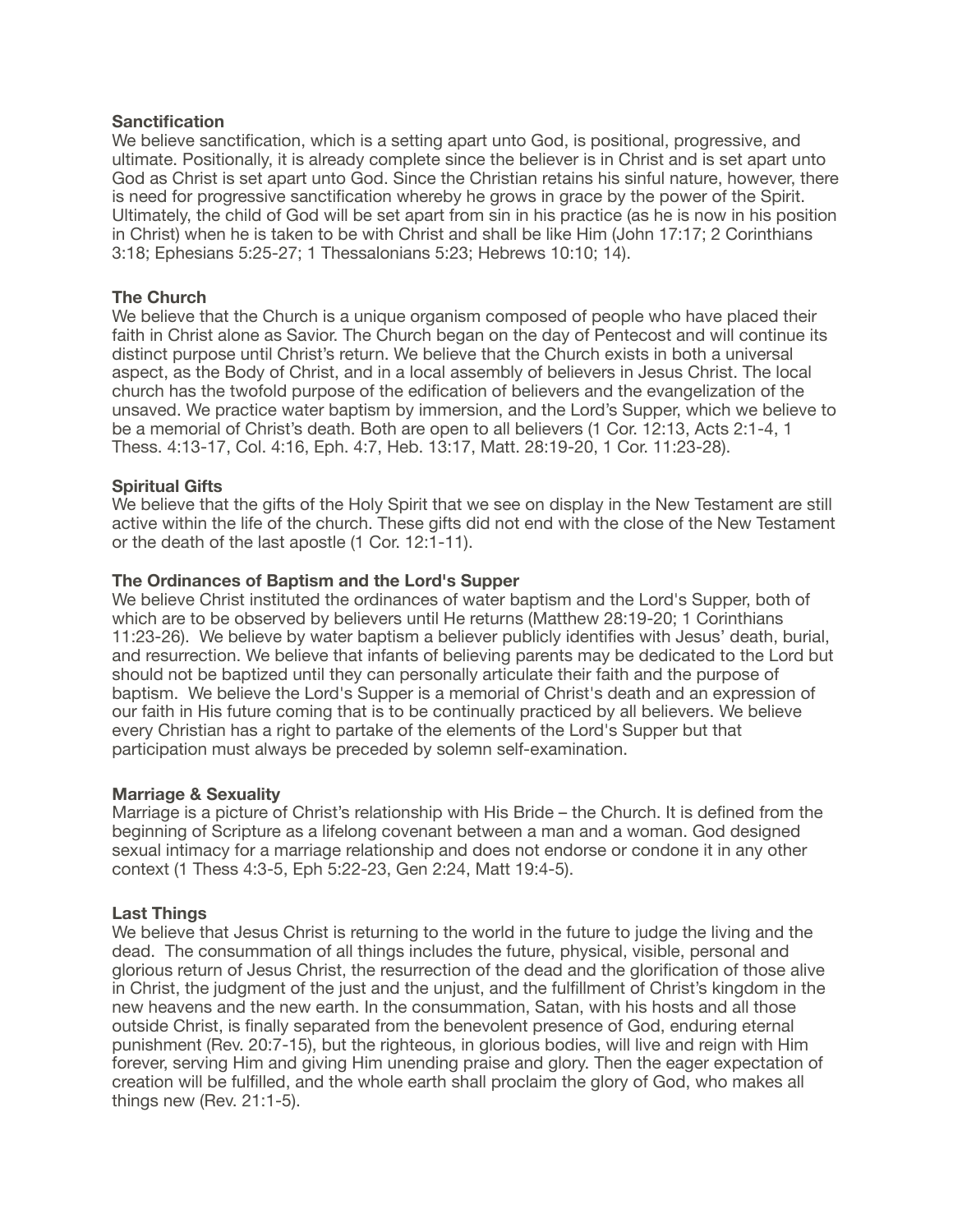**Sanctification**

We believe sanctification, which is a setting apart unto God, is positional, progressive, and ultimate. Positionally, it is already complete since the believer is in Christ and is set apart unto God as Christ is set apart unto God. Since the Christian retains his sinful nature, however, there is need for progressive sanctification whereby he grows in grace by the power of the Spirit. Ultimately, the child of God will be set apart from sin in his practice (as he is now in his position in Christ) when he is taken to be with Christ and shall be like Him (John 17:17; 2 Corinthians 3:18; Ephesians 5:25-27; 1 Thessalonians 5:23; Hebrews 10:10; 14).

**The Church**

We believe that the Church is a unique organism composed of people who have placed their faith in Christ alone as Savior. The Church began on the day of Pentecost and will continue its distinct purpose until Christ's return. We believe that the Church exists in both a universal aspect, as the Body of Christ, and in a local assembly of believers in Jesus Christ. The local church has the twofold purpose of the edification of believers and the evangelization of the unsaved. We practice water baptism by immersion, and the Lord's Supper, which we believe to be a memorial of Christ's death. Both are open to all believers (1 Cor. 12:13, Acts 2:1-4, 1 Thess. 4:13-17, Col. 4:16, Eph. 4:7, Heb. 13:17, Matt. 28:19-20, 1 Cor. 11:23-28).

**Spiritual Gifts**

We believe that the gifts of the Holy Spirit that we see on display in the New Testament are still active within the life of the church. These gifts did not end with the close of the New Testament or the death of the last apostle (1 Cor. 12:1-11).

**The Ordinances of Baptism and the Lord's Supper**

We believe Christ instituted the ordinances of water baptism and the Lord's Supper, both of which are to be observed by believers until He returns (Matthew 28:19-20; 1 Corinthians 11:23-26). We believe by water baptism a believer publicly identifies with Jesus' death, burial, and resurrection. We believe that infants of believing parents may be dedicated to the Lord but should not be baptized until they can personally articulate their faith and the purpose of baptism. We believe the Lord's Supper is a memorial of Christ's death and an expression of our faith in His future coming that is to be continually practiced by all believers. We believe every Christian has a right to partake of the elements of the Lord's Supper but that participation must always be preceded by solemn self-examination.

**Marriage & Sexuality**

Marriage is a picture of Christ's relationship with His Bride – the Church. It is defined from the beginning of Scripture as a lifelong covenant between a man and a woman. God designed sexual intimacy for a marriage relationship and does not endorse or condone it in any other context (1 Thess 4:3-5, Eph 5:22-23, Gen 2:24, Matt 19:4-5).

**Last Things**

We believe that Jesus Christ is returning to the world in the future to judge the living and the dead. The consummation of all things includes the future, physical, visible, personal and glorious return of Jesus Christ, the resurrection of the dead and the glorification of those alive in Christ, the judgment of the just and the unjust, and the fulfillment of Christ's kingdom in the new heavens and the new earth. In the consummation, Satan, with his hosts and all those outside Christ, is finally separated from the benevolent presence of God, enduring eternal punishment (Rev. 20:7-15), but the righteous, in glorious bodies, will live and reign with Him forever, serving Him and giving Him unending praise and glory. Then the eager expectation of creation will be fulfilled, and the whole earth shall proclaim the glory of God, who makes all things new (Rev. 21:1-5).